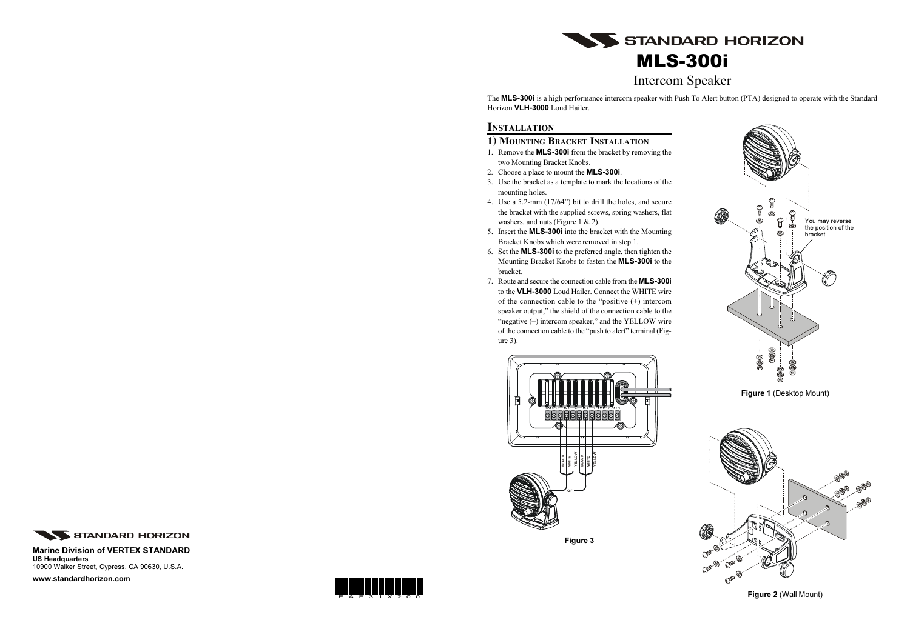# MLS-300i

## Intercom Speaker

The **MLS-300i** is a high performance intercom speaker with Push To Alert button (PTA) designed to operate with the Standard Horizon **VLH-3000** Loud Hailer.

## Installation

### 1) Mounting Bracket Installation

1. Remove the **MLS-300i** from the bracket by removing the two Mounting Bracket Knobs.
2. Choose a place to mount the **MLS-300i**.
3. Use the bracket as a template to mark the locations of the mounting holes.
4. Use a 5.2-mm (17/64") bit to drill the holes, and secure the bracket with the supplied screws, spring washers, flat washers, and nuts (Figure 1 & 2).
5. Insert the **MLS-300i** into the bracket with the Mounting Bracket Knobs which were removed in step 1.
6. Set the **MLS-300i** to the preferred angle, then tighten the Mounting Bracket Knobs to fasten the **MLS-300i** to the bracket.
7. Route and secure the connection cable from the **MLS-300i** to the **VLH-3000** Loud Hailer. Connect the WHITE wire of the connection cable to the "positive (+) intercom speaker output," the shield of the connection cable to the "negative (–) intercom speaker," and the YELLOW wire of the connection cable to the "push to alert" terminal (Figure 3).

You may reverse the position of the bracket.

**Figure 1** (Desktop Mount)

**Figure 2** (Wall Mount)

**Figure 3**

STANDARD HORIZON

**Marine Division of VERTEX STANDARD**
**US Headquarters**
10900 Walker Street, Cypress, CA 90630, U.S.A.

**www.standardhorizon.com**

EAE31X200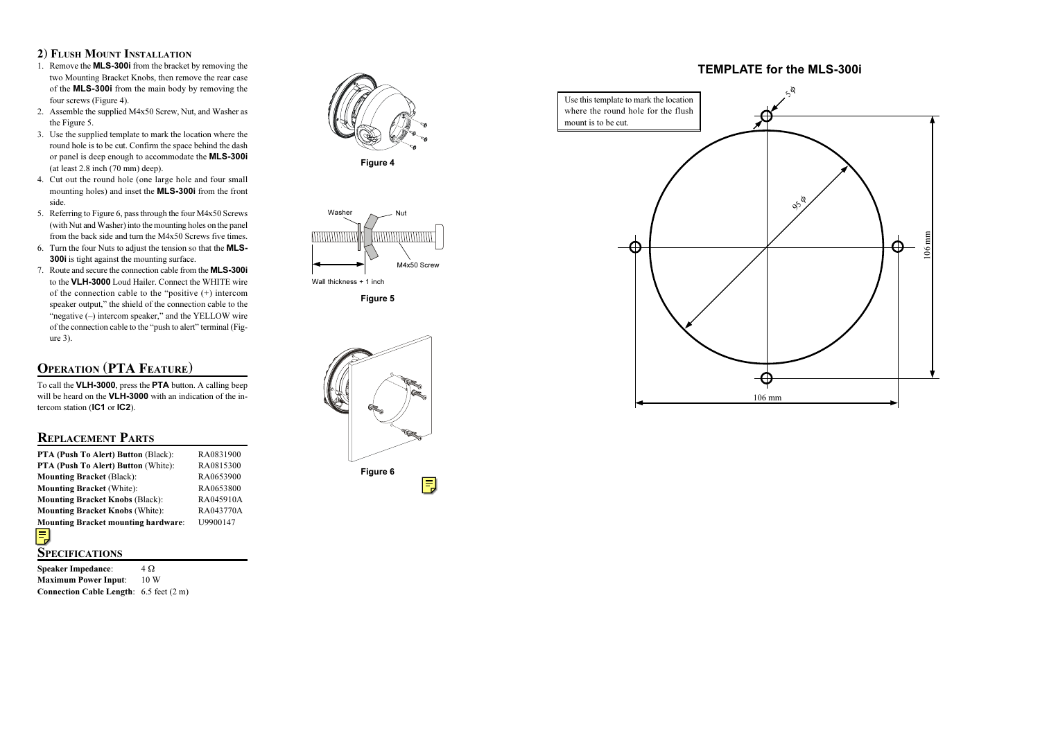## 2) Flush Mount Installation

1. Remove the **MLS-300i** from the bracket by removing the two Mounting Bracket Knobs, then remove the rear case of the **MLS-300i** from the main body by removing the four screws (Figure 4).
2. Assemble the supplied M4x50 Screw, Nut, and Washer as the Figure 5.
3. Use the supplied template to mark the location where the round hole is to be cut. Confirm the space behind the dash or panel is deep enough to accommodate the **MLS-300i** (at least 2.8 inch (70 mm) deep).
4. Cut out the round hole (one large hole and four small mounting holes) and inset the **MLS-300i** from the front side.
5. Referring to Figure 6, pass through the four M4x50 Screws (with Nut and Washer) into the mounting holes on the panel from the back side and turn the M4x50 Screws five times.
6. Turn the four Nuts to adjust the tension so that the **MLS-300i** is tight against the mounting surface.
7. Route and secure the connection cable from the **MLS-300i** to the **VLH-3000** Loud Hailer. Connect the WHITE wire of the connection cable to the "positive (+) intercom speaker output," the shield of the connection cable to the "negative (–) intercom speaker," and the YELLOW wire of the connection cable to the "push to alert" terminal (Figure 3).

## Operation (PTA Feature)

To call the **VLH-3000**, press the **PTA** button. A calling beep will be heard on the **VLH-3000** with an indication of the intercom station (**IC1** or **IC2**).

## Replacement Parts

| | |
|---|---|
| **PTA (Push To Alert) Button** (Black): | RA0831900 |
| **PTA (Push To Alert) Button** (White): | RA0815300 |
| **Mounting Bracket** (Black): | RA0653900 |
| **Mounting Bracket** (White): | RA0653800 |
| **Mounting Bracket Knobs** (Black): | RA045910A |
| **Mounting Bracket Knobs** (White): | RA043770A |
| **Mounting Bracket mounting hardware**: | U9900147 |

## Specifications

**Speaker Impedance**: 4 Ω
**Maximum Power Input**: 10 W
**Connection Cable Length**: 6.5 feet (2 m)

Figure 4

Washer
Nut
M4x50 Screw
Wall thickness + 1 inch

Figure 5

Figure 6

## TEMPLATE for the MLS-300i

Use this template to mark the location where the round hole for the flush mount is to be cut.

5 φ
95 φ
106 mm
106 mm